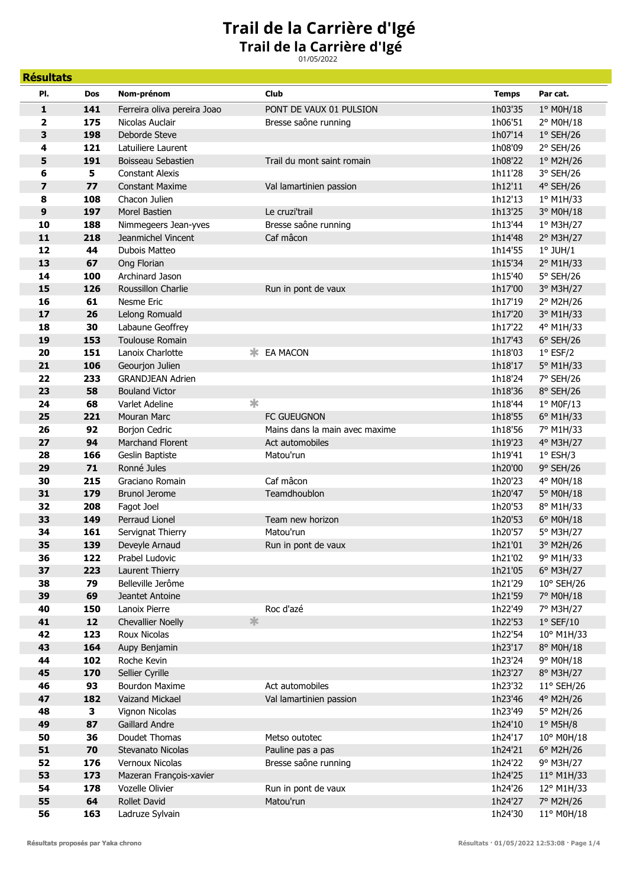# Trail de la Carrière d'Igé

## Trail de la Carrière d'Igé

01/05/2022

## Résultats

| Pl. | Dos | Nom-prénom | | Club | Temps | Par cat. |
|---|---|---|---|---|---|---|
| 1 | 141 | Ferreira oliva pereira Joao | | PONT DE VAUX 01 PULSION | 1h03'35 | 1° M0H/18 |
| 2 | 175 | Nicolas Auclair | | Bresse saône running | 1h06'51 | 2° M0H/18 |
| 3 | 198 | Deborde Steve | | | 1h07'14 | 1° SEH/26 |
| 4 | 121 | Latuiliere Laurent | | | 1h08'09 | 2° SEH/26 |
| 5 | 191 | Boisseau Sebastien | | Trail du mont saint romain | 1h08'22 | 1° M2H/26 |
| 6 | 5 | Constant Alexis | | | 1h11'28 | 3° SEH/26 |
| 7 | 77 | Constant Maxime | | Val lamartinien passion | 1h12'11 | 4° SEH/26 |
| 8 | 108 | Chacon Julien | | | 1h12'13 | 1° M1H/33 |
| 9 | 197 | Morel Bastien | | Le cruzi'trail | 1h13'25 | 3° M0H/18 |
| 10 | 188 | Nimmegeers Jean-yves | | Bresse saône running | 1h13'44 | 1° M3H/27 |
| 11 | 218 | Jeanmichel Vincent | | Caf mâcon | 1h14'48 | 2° M3H/27 |
| 12 | 44 | Dubois Matteo | | | 1h14'55 | 1° JUH/1 |
| 13 | 67 | Ong Florian | | | 1h15'34 | 2° M1H/33 |
| 14 | 100 | Archinard Jason | | | 1h15'40 | 5° SEH/26 |
| 15 | 126 | Roussillon Charlie | | Run in pont de vaux | 1h17'00 | 3° M3H/27 |
| 16 | 61 | Nesme Eric | | | 1h17'19 | 2° M2H/26 |
| 17 | 26 | Lelong Romuald | | | 1h17'20 | 3° M1H/33 |
| 18 | 30 | Labaune Geoffrey | | | 1h17'22 | 4° M1H/33 |
| 19 | 153 | Toulouse Romain | | | 1h17'43 | 6° SEH/26 |
| 20 | 151 | Lanoix Charlotte | * | EA MACON | 1h18'03 | 1° ESF/2 |
| 21 | 106 | Geourjon Julien | | | 1h18'17 | 5° M1H/33 |
| 22 | 233 | GRANDJEAN Adrien | | | 1h18'24 | 7° SEH/26 |
| 23 | 58 | Bouland Victor | | | 1h18'36 | 8° SEH/26 |
| 24 | 68 | Varlet Adeline | * | | 1h18'44 | 1° M0F/13 |
| 25 | 221 | Mouran Marc | | FC GUEUGNON | 1h18'55 | 6° M1H/33 |
| 26 | 92 | Borjon Cedric | | Mains dans la main avec maxime | 1h18'56 | 7° M1H/33 |
| 27 | 94 | Marchand Florent | | Act automobiles | 1h19'23 | 4° M3H/27 |
| 28 | 166 | Geslin Baptiste | | Matou'run | 1h19'41 | 1° ESH/3 |
| 29 | 71 | Ronné Jules | | | 1h20'00 | 9° SEH/26 |
| 30 | 215 | Graciano Romain | | Caf mâcon | 1h20'23 | 4° M0H/18 |
| 31 | 179 | Brunol Jerome | | Teamdhoublon | 1h20'47 | 5° M0H/18 |
| 32 | 208 | Fagot Joel | | | 1h20'53 | 8° M1H/33 |
| 33 | 149 | Perraud Lionel | | Team new horizon | 1h20'53 | 6° M0H/18 |
| 34 | 161 | Servignat Thierry | | Matou'run | 1h20'57 | 5° M3H/27 |
| 35 | 139 | Deveyle Arnaud | | Run in pont de vaux | 1h21'01 | 3° M2H/26 |
| 36 | 122 | Prabel Ludovic | | | 1h21'02 | 9° M1H/33 |
| 37 | 223 | Laurent Thierry | | | 1h21'05 | 6° M3H/27 |
| 38 | 79 | Belleville Jerôme | | | 1h21'29 | 10° SEH/26 |
| 39 | 69 | Jeantet Antoine | | | 1h21'59 | 7° M0H/18 |
| 40 | 150 | Lanoix Pierre | | Roc d'azé | 1h22'49 | 7° M3H/27 |
| 41 | 12 | Chevallier Noelly | * | | 1h22'53 | 1° SEF/10 |
| 42 | 123 | Roux Nicolas | | | 1h22'54 | 10° M1H/33 |
| 43 | 164 | Aupy Benjamin | | | 1h23'17 | 8° M0H/18 |
| 44 | 102 | Roche Kevin | | | 1h23'24 | 9° M0H/18 |
| 45 | 170 | Sellier Cyrille | | | 1h23'27 | 8° M3H/27 |
| 46 | 93 | Bourdon Maxime | | Act automobiles | 1h23'32 | 11° SEH/26 |
| 47 | 182 | Vaizand Mickael | | Val lamartinien passion | 1h23'46 | 4° M2H/26 |
| 48 | 3 | Vignon Nicolas | | | 1h23'49 | 5° M2H/26 |
| 49 | 87 | Gaillard Andre | | | 1h24'10 | 1° M5H/8 |
| 50 | 36 | Doudet Thomas | | Metso outotec | 1h24'17 | 10° M0H/18 |
| 51 | 70 | Stevanato Nicolas | | Pauline pas a pas | 1h24'21 | 6° M2H/26 |
| 52 | 176 | Vernoux Nicolas | | Bresse saône running | 1h24'22 | 9° M3H/27 |
| 53 | 173 | Mazeran François-xavier | | | 1h24'25 | 11° M1H/33 |
| 54 | 178 | Vozelle Olivier | | Run in pont de vaux | 1h24'26 | 12° M1H/33 |
| 55 | 64 | Rollet David | | Matou'run | 1h24'27 | 7° M2H/26 |
| 56 | 163 | Ladruze Sylvain | | | 1h24'30 | 11° M0H/18 |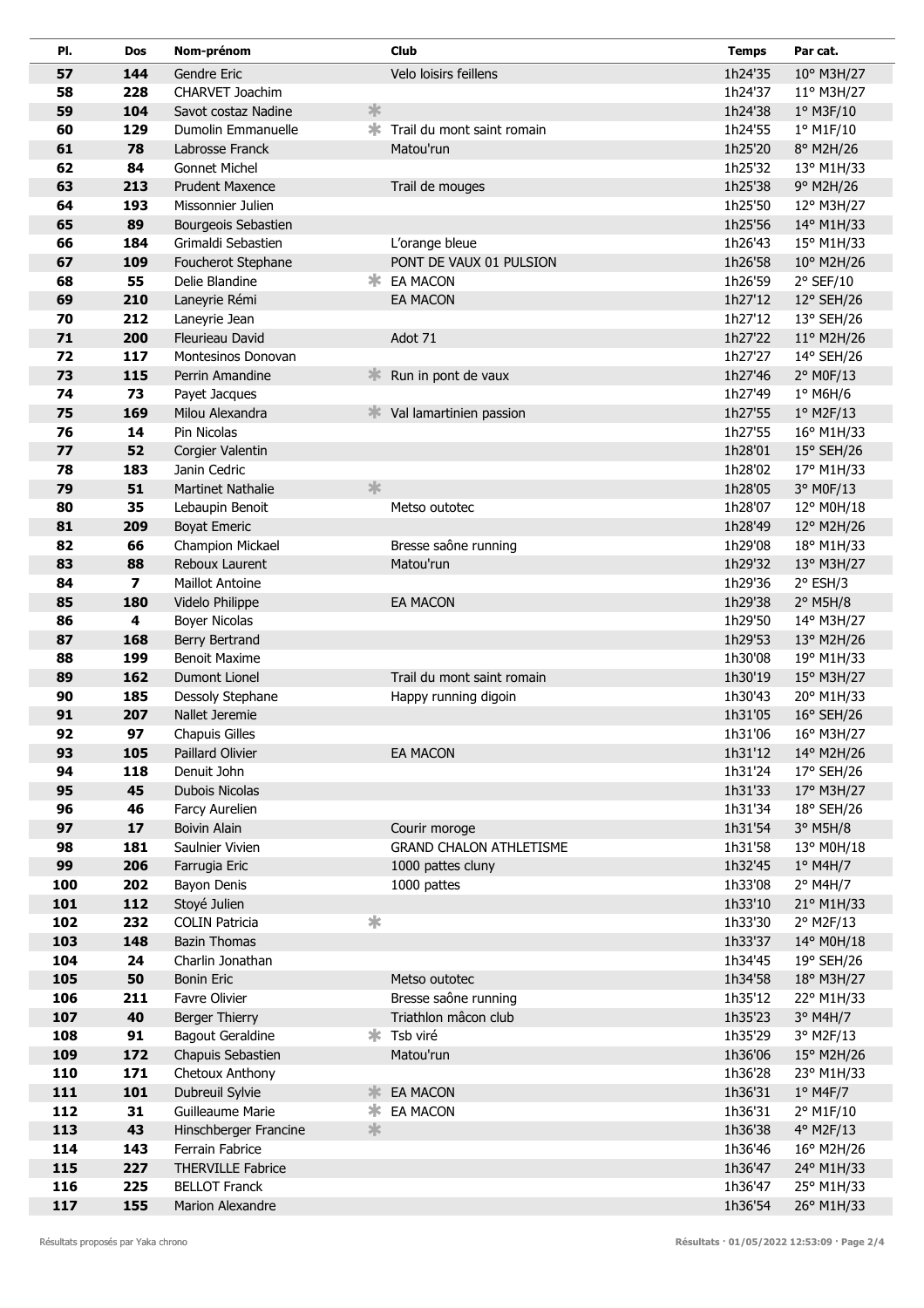| Pl. | Dos | Nom-prénom | | Club | Temps | Par cat. |
|---|---|---|---|---|---|---|
| 57 | 144 | Gendre Eric | | Velo loisirs feillens | 1h24'35 | 10° M3H/27 |
| 58 | 228 | CHARVET Joachim | | | 1h24'37 | 11° M3H/27 |
| 59 | 104 | Savot costaz Nadine | * | | 1h24'38 | 1° M3F/10 |
| 60 | 129 | Dumolin Emmanuelle | * | Trail du mont saint romain | 1h24'55 | 1° M1F/10 |
| 61 | 78 | Labrosse Franck | | Matou'run | 1h25'20 | 8° M2H/26 |
| 62 | 84 | Gonnet Michel | | | 1h25'32 | 13° M1H/33 |
| 63 | 213 | Prudent Maxence | | Trail de mouges | 1h25'38 | 9° M2H/26 |
| 64 | 193 | Missonnier Julien | | | 1h25'50 | 12° M3H/27 |
| 65 | 89 | Bourgeois Sebastien | | | 1h25'56 | 14° M1H/33 |
| 66 | 184 | Grimaldi Sebastien | | L'orange bleue | 1h26'43 | 15° M1H/33 |
| 67 | 109 | Foucherot Stephane | | PONT DE VAUX 01 PULSION | 1h26'58 | 10° M2H/26 |
| 68 | 55 | Delie Blandine | * | EA MACON | 1h26'59 | 2° SEF/10 |
| 69 | 210 | Laneyrie Rémi | | EA MACON | 1h27'12 | 12° SEH/26 |
| 70 | 212 | Laneyrie Jean | | | 1h27'12 | 13° SEH/26 |
| 71 | 200 | Fleurieau David | | Adot 71 | 1h27'22 | 11° M2H/26 |
| 72 | 117 | Montesinos Donovan | | | 1h27'27 | 14° SEH/26 |
| 73 | 115 | Perrin Amandine | * | Run in pont de vaux | 1h27'46 | 2° M0F/13 |
| 74 | 73 | Payet Jacques | | | 1h27'49 | 1° M6H/6 |
| 75 | 169 | Milou Alexandra | * | Val lamartinien passion | 1h27'55 | 1° M2F/13 |
| 76 | 14 | Pin Nicolas | | | 1h27'55 | 16° M1H/33 |
| 77 | 52 | Corgier Valentin | | | 1h28'01 | 15° SEH/26 |
| 78 | 183 | Janin Cedric | | | 1h28'02 | 17° M1H/33 |
| 79 | 51 | Martinet Nathalie | * | | 1h28'05 | 3° M0F/13 |
| 80 | 35 | Lebaupin Benoit | | Metso outotec | 1h28'07 | 12° M0H/18 |
| 81 | 209 | Boyat Emeric | | | 1h28'49 | 12° M2H/26 |
| 82 | 66 | Champion Mickael | | Bresse saône running | 1h29'08 | 18° M1H/33 |
| 83 | 88 | Reboux Laurent | | Matou'run | 1h29'32 | 13° M3H/27 |
| 84 | 7 | Maillot Antoine | | | 1h29'36 | 2° ESH/3 |
| 85 | 180 | Videlo Philippe | | EA MACON | 1h29'38 | 2° M5H/8 |
| 86 | 4 | Boyer Nicolas | | | 1h29'50 | 14° M3H/27 |
| 87 | 168 | Berry Bertrand | | | 1h29'53 | 13° M2H/26 |
| 88 | 199 | Benoit Maxime | | | 1h30'08 | 19° M1H/33 |
| 89 | 162 | Dumont Lionel | | Trail du mont saint romain | 1h30'19 | 15° M3H/27 |
| 90 | 185 | Dessoly Stephane | | Happy running digoin | 1h30'43 | 20° M1H/33 |
| 91 | 207 | Nallet Jeremie | | | 1h31'05 | 16° SEH/26 |
| 92 | 97 | Chapuis Gilles | | | 1h31'06 | 16° M3H/27 |
| 93 | 105 | Paillard Olivier | | EA MACON | 1h31'12 | 14° M2H/26 |
| 94 | 118 | Denuit John | | | 1h31'24 | 17° SEH/26 |
| 95 | 45 | Dubois Nicolas | | | 1h31'33 | 17° M3H/27 |
| 96 | 46 | Farcy Aurelien | | | 1h31'34 | 18° SEH/26 |
| 97 | 17 | Boivin Alain | | Courir moroge | 1h31'54 | 3° M5H/8 |
| 98 | 181 | Saulnier Vivien | | GRAND CHALON ATHLETISME | 1h31'58 | 13° M0H/18 |
| 99 | 206 | Farrugia Eric | | 1000 pattes cluny | 1h32'45 | 1° M4H/7 |
| 100 | 202 | Bayon Denis | | 1000 pattes | 1h33'08 | 2° M4H/7 |
| 101 | 112 | Stoyé Julien | | | 1h33'10 | 21° M1H/33 |
| 102 | 232 | COLIN Patricia | * | | 1h33'30 | 2° M2F/13 |
| 103 | 148 | Bazin Thomas | | | 1h33'37 | 14° M0H/18 |
| 104 | 24 | Charlin Jonathan | | | 1h34'45 | 19° SEH/26 |
| 105 | 50 | Bonin Eric | | Metso outotec | 1h34'58 | 18° M3H/27 |
| 106 | 211 | Favre Olivier | | Bresse saône running | 1h35'12 | 22° M1H/33 |
| 107 | 40 | Berger Thierry | | Triathlon mâcon club | 1h35'23 | 3° M4H/7 |
| 108 | 91 | Bagout Geraldine | * | Tsb viré | 1h35'29 | 3° M2F/13 |
| 109 | 172 | Chapuis Sebastien | | Matou'run | 1h36'06 | 15° M2H/26 |
| 110 | 171 | Chetoux Anthony | | | 1h36'28 | 23° M1H/33 |
| 111 | 101 | Dubreuil Sylvie | * | EA MACON | 1h36'31 | 1° M4F/7 |
| 112 | 31 | Guilleaume Marie | * | EA MACON | 1h36'31 | 2° M1F/10 |
| 113 | 43 | Hinschberger Francine | * | | 1h36'38 | 4° M2F/13 |
| 114 | 143 | Ferrain Fabrice | | | 1h36'46 | 16° M2H/26 |
| 115 | 227 | THERVILLE Fabrice | | | 1h36'47 | 24° M1H/33 |
| 116 | 225 | BELLOT Franck | | | 1h36'47 | 25° M1H/33 |
| 117 | 155 | Marion Alexandre | | | 1h36'54 | 26° M1H/33 |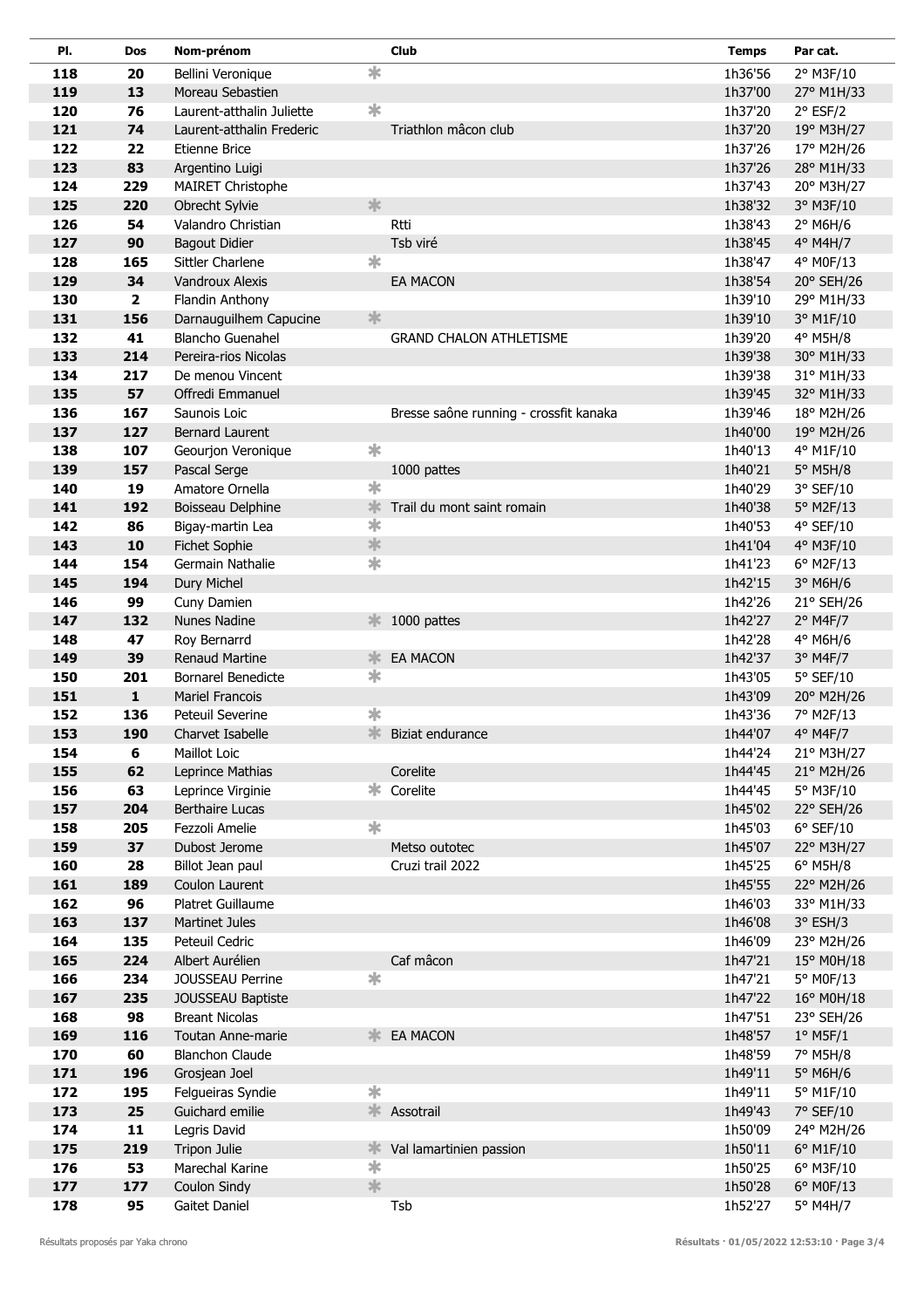| Pl. | Dos | Nom-prénom | | Club | Temps | Par cat. |
|---|---|---|---|---|---|---|
| 118 | 20 | Bellini Veronique | * | | 1h36'56 | 2° M3F/10 |
| 119 | 13 | Moreau Sebastien | | | 1h37'00 | 27° M1H/33 |
| 120 | 76 | Laurent-atthalin Juliette | * | | 1h37'20 | 2° ESF/2 |
| 121 | 74 | Laurent-atthalin Frederic | | Triathlon mâcon club | 1h37'20 | 19° M3H/27 |
| 122 | 22 | Etienne Brice | | | 1h37'26 | 17° M2H/26 |
| 123 | 83 | Argentino Luigi | | | 1h37'26 | 28° M1H/33 |
| 124 | 229 | MAIRET Christophe | | | 1h37'43 | 20° M3H/27 |
| 125 | 220 | Obrecht Sylvie | * | | 1h38'32 | 3° M3F/10 |
| 126 | 54 | Valandro Christian | | Rtti | 1h38'43 | 2° M6H/6 |
| 127 | 90 | Bagout Didier | | Tsb viré | 1h38'45 | 4° M4H/7 |
| 128 | 165 | Sittler Charlene | * | | 1h38'47 | 4° M0F/13 |
| 129 | 34 | Vandroux Alexis | | EA MACON | 1h38'54 | 20° SEH/26 |
| 130 | 2 | Flandin Anthony | | | 1h39'10 | 29° M1H/33 |
| 131 | 156 | Darnauguilhem Capucine | * | | 1h39'10 | 3° M1F/10 |
| 132 | 41 | Blancho Guenahel | | GRAND CHALON ATHLETISME | 1h39'20 | 4° M5H/8 |
| 133 | 214 | Pereira-rios Nicolas | | | 1h39'38 | 30° M1H/33 |
| 134 | 217 | De menou Vincent | | | 1h39'38 | 31° M1H/33 |
| 135 | 57 | Offredi Emmanuel | | | 1h39'45 | 32° M1H/33 |
| 136 | 167 | Saunois Loic | | Bresse saône running - crossfit kanaka | 1h39'46 | 18° M2H/26 |
| 137 | 127 | Bernard Laurent | | | 1h40'00 | 19° M2H/26 |
| 138 | 107 | Geourjon Veronique | * | | 1h40'13 | 4° M1F/10 |
| 139 | 157 | Pascal Serge | | 1000 pattes | 1h40'21 | 5° M5H/8 |
| 140 | 19 | Amatore Ornella | * | | 1h40'29 | 3° SEF/10 |
| 141 | 192 | Boisseau Delphine | * | Trail du mont saint romain | 1h40'38 | 5° M2F/13 |
| 142 | 86 | Bigay-martin Lea | * | | 1h40'53 | 4° SEF/10 |
| 143 | 10 | Fichet Sophie | * | | 1h41'04 | 4° M3F/10 |
| 144 | 154 | Germain Nathalie | * | | 1h41'23 | 6° M2F/13 |
| 145 | 194 | Dury Michel | | | 1h42'15 | 3° M6H/6 |
| 146 | 99 | Cuny Damien | | | 1h42'26 | 21° SEH/26 |
| 147 | 132 | Nunes Nadine | * | 1000 pattes | 1h42'27 | 2° M4F/7 |
| 148 | 47 | Roy Bernarrd | | | 1h42'28 | 4° M6H/6 |
| 149 | 39 | Renaud Martine | * | EA MACON | 1h42'37 | 3° M4F/7 |
| 150 | 201 | Bornarel Benedicte | * | | 1h43'05 | 5° SEF/10 |
| 151 | 1 | Mariel Francois | | | 1h43'09 | 20° M2H/26 |
| 152 | 136 | Peteuil Severine | * | | 1h43'36 | 7° M2F/13 |
| 153 | 190 | Charvet Isabelle | * | Biziat endurance | 1h44'07 | 4° M4F/7 |
| 154 | 6 | Maillot Loic | | | 1h44'24 | 21° M3H/27 |
| 155 | 62 | Leprince Mathias | | Corelite | 1h44'45 | 21° M2H/26 |
| 156 | 63 | Leprince Virginie | * | Corelite | 1h44'45 | 5° M3F/10 |
| 157 | 204 | Berthaire Lucas | | | 1h45'02 | 22° SEH/26 |
| 158 | 205 | Fezzoli Amelie | * | | 1h45'03 | 6° SEF/10 |
| 159 | 37 | Dubost Jerome | | Metso outotec | 1h45'07 | 22° M3H/27 |
| 160 | 28 | Billot Jean paul | | Cruzi trail 2022 | 1h45'25 | 6° M5H/8 |
| 161 | 189 | Coulon Laurent | | | 1h45'55 | 22° M2H/26 |
| 162 | 96 | Platret Guillaume | | | 1h46'03 | 33° M1H/33 |
| 163 | 137 | Martinet Jules | | | 1h46'08 | 3° ESH/3 |
| 164 | 135 | Peteuil Cedric | | | 1h46'09 | 23° M2H/26 |
| 165 | 224 | Albert Aurélien | | Caf mâcon | 1h47'21 | 15° M0H/18 |
| 166 | 234 | JOUSSEAU Perrine | * | | 1h47'21 | 5° M0F/13 |
| 167 | 235 | JOUSSEAU Baptiste | | | 1h47'22 | 16° M0H/18 |
| 168 | 98 | Breant Nicolas | | | 1h47'51 | 23° SEH/26 |
| 169 | 116 | Toutan Anne-marie | * | EA MACON | 1h48'57 | 1° M5F/1 |
| 170 | 60 | Blanchon Claude | | | 1h48'59 | 7° M5H/8 |
| 171 | 196 | Grosjean Joel | | | 1h49'11 | 5° M6H/6 |
| 172 | 195 | Felgueiras Syndie | * | | 1h49'11 | 5° M1F/10 |
| 173 | 25 | Guichard emilie | * | Assotrail | 1h49'43 | 7° SEF/10 |
| 174 | 11 | Legris David | | | 1h50'09 | 24° M2H/26 |
| 175 | 219 | Tripon Julie | * | Val lamartinien passion | 1h50'11 | 6° M1F/10 |
| 176 | 53 | Marechal Karine | * | | 1h50'25 | 6° M3F/10 |
| 177 | 177 | Coulon Sindy | * | | 1h50'28 | 6° M0F/13 |
| 178 | 95 | Gaitet Daniel | | Tsb | 1h52'27 | 5° M4H/7 |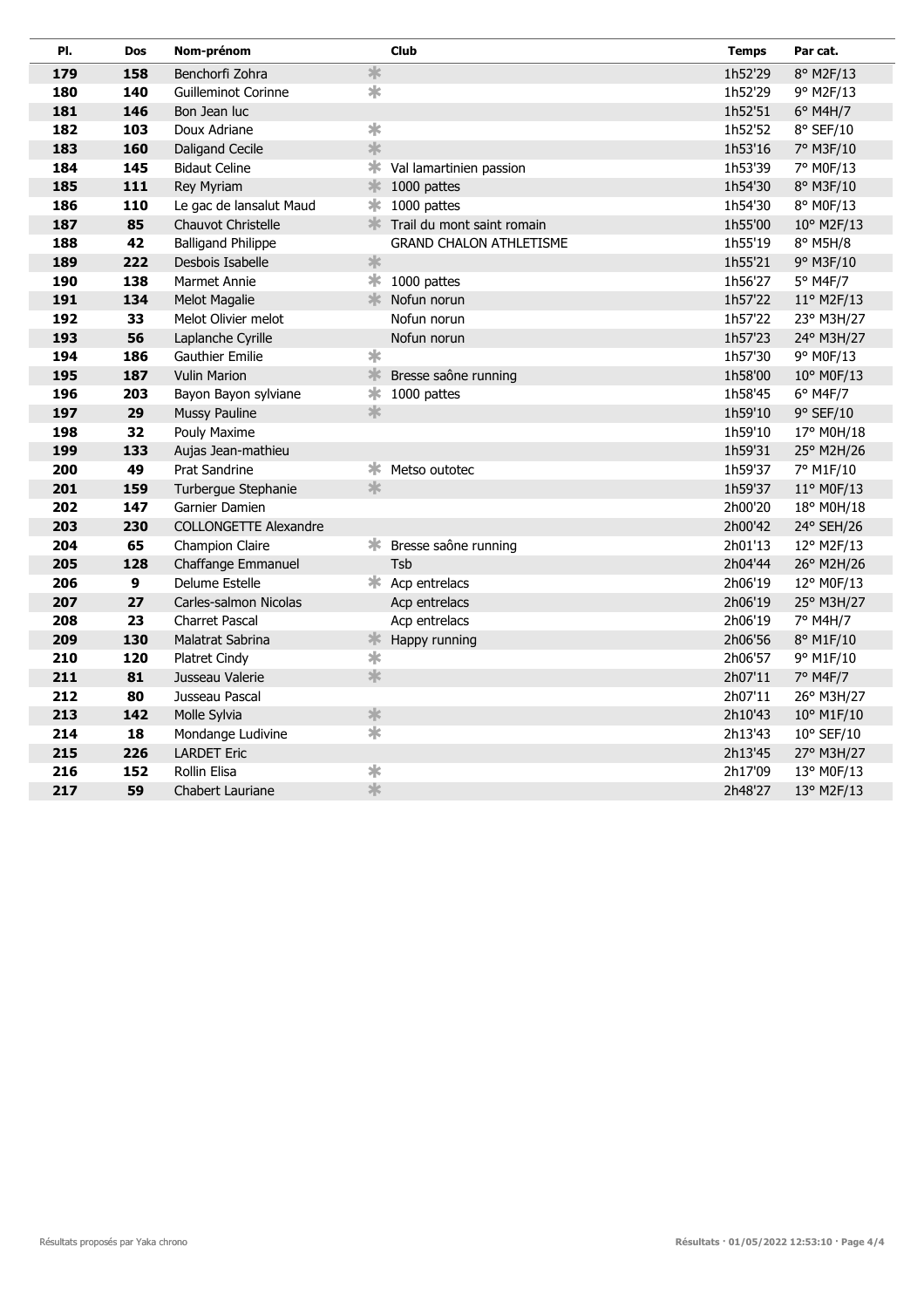| Pl. | Dos | Nom-prénom | | Club | Temps | Par cat. |
|---|---|---|---|---|---|---|
| 179 | 158 | Benchorfi Zohra | * | | 1h52'29 | 8° M2F/13 |
| 180 | 140 | Guilleminot Corinne | * | | 1h52'29 | 9° M2F/13 |
| 181 | 146 | Bon Jean luc | | | 1h52'51 | 6° M4H/7 |
| 182 | 103 | Doux Adriane | * | | 1h52'52 | 8° SEF/10 |
| 183 | 160 | Daligand Cecile | * | | 1h53'16 | 7° M3F/10 |
| 184 | 145 | Bidaut Celine | * | Val lamartinien passion | 1h53'39 | 7° M0F/13 |
| 185 | 111 | Rey Myriam | * | 1000 pattes | 1h54'30 | 8° M3F/10 |
| 186 | 110 | Le gac de lansalut Maud | * | 1000 pattes | 1h54'30 | 8° M0F/13 |
| 187 | 85 | Chauvot Christelle | * | Trail du mont saint romain | 1h55'00 | 10° M2F/13 |
| 188 | 42 | Balligand Philippe | | GRAND CHALON ATHLETISME | 1h55'19 | 8° M5H/8 |
| 189 | 222 | Desbois Isabelle | * | | 1h55'21 | 9° M3F/10 |
| 190 | 138 | Marmet Annie | * | 1000 pattes | 1h56'27 | 5° M4F/7 |
| 191 | 134 | Melot Magalie | * | Nofun norun | 1h57'22 | 11° M2F/13 |
| 192 | 33 | Melot Olivier melot | | Nofun norun | 1h57'22 | 23° M3H/27 |
| 193 | 56 | Laplanche Cyrille | | Nofun norun | 1h57'23 | 24° M3H/27 |
| 194 | 186 | Gauthier Emilie | * | | 1h57'30 | 9° M0F/13 |
| 195 | 187 | Vulin Marion | * | Bresse saône running | 1h58'00 | 10° M0F/13 |
| 196 | 203 | Bayon Bayon sylviane | * | 1000 pattes | 1h58'45 | 6° M4F/7 |
| 197 | 29 | Mussy Pauline | * | | 1h59'10 | 9° SEF/10 |
| 198 | 32 | Pouly Maxime | | | 1h59'10 | 17° M0H/18 |
| 199 | 133 | Aujas Jean-mathieu | | | 1h59'31 | 25° M2H/26 |
| 200 | 49 | Prat Sandrine | * | Metso outotec | 1h59'37 | 7° M1F/10 |
| 201 | 159 | Turbergue Stephanie | * | | 1h59'37 | 11° M0F/13 |
| 202 | 147 | Garnier Damien | | | 2h00'20 | 18° M0H/18 |
| 203 | 230 | COLLONGETTE Alexandre | | | 2h00'42 | 24° SEH/26 |
| 204 | 65 | Champion Claire | * | Bresse saône running | 2h01'13 | 12° M2F/13 |
| 205 | 128 | Chaffange Emmanuel | | Tsb | 2h04'44 | 26° M2H/26 |
| 206 | 9 | Delume Estelle | * | Acp entrelacs | 2h06'19 | 12° M0F/13 |
| 207 | 27 | Carles-salmon Nicolas | | Acp entrelacs | 2h06'19 | 25° M3H/27 |
| 208 | 23 | Charret Pascal | | Acp entrelacs | 2h06'19 | 7° M4H/7 |
| 209 | 130 | Malatrat Sabrina | * | Happy running | 2h06'56 | 8° M1F/10 |
| 210 | 120 | Platret Cindy | * | | 2h06'57 | 9° M1F/10 |
| 211 | 81 | Jusseau Valerie | * | | 2h07'11 | 7° M4F/7 |
| 212 | 80 | Jusseau Pascal | | | 2h07'11 | 26° M3H/27 |
| 213 | 142 | Molle Sylvia | * | | 2h10'43 | 10° M1F/10 |
| 214 | 18 | Mondange Ludivine | * | | 2h13'43 | 10° SEF/10 |
| 215 | 226 | LARDET Eric | | | 2h13'45 | 27° M3H/27 |
| 216 | 152 | Rollin Elisa | * | | 2h17'09 | 13° M0F/13 |
| 217 | 59 | Chabert Lauriane | * | | 2h48'27 | 13° M2F/13 |

Résultats proposés par Yaka chrono

Résultats · 01/05/2022 12:53:10